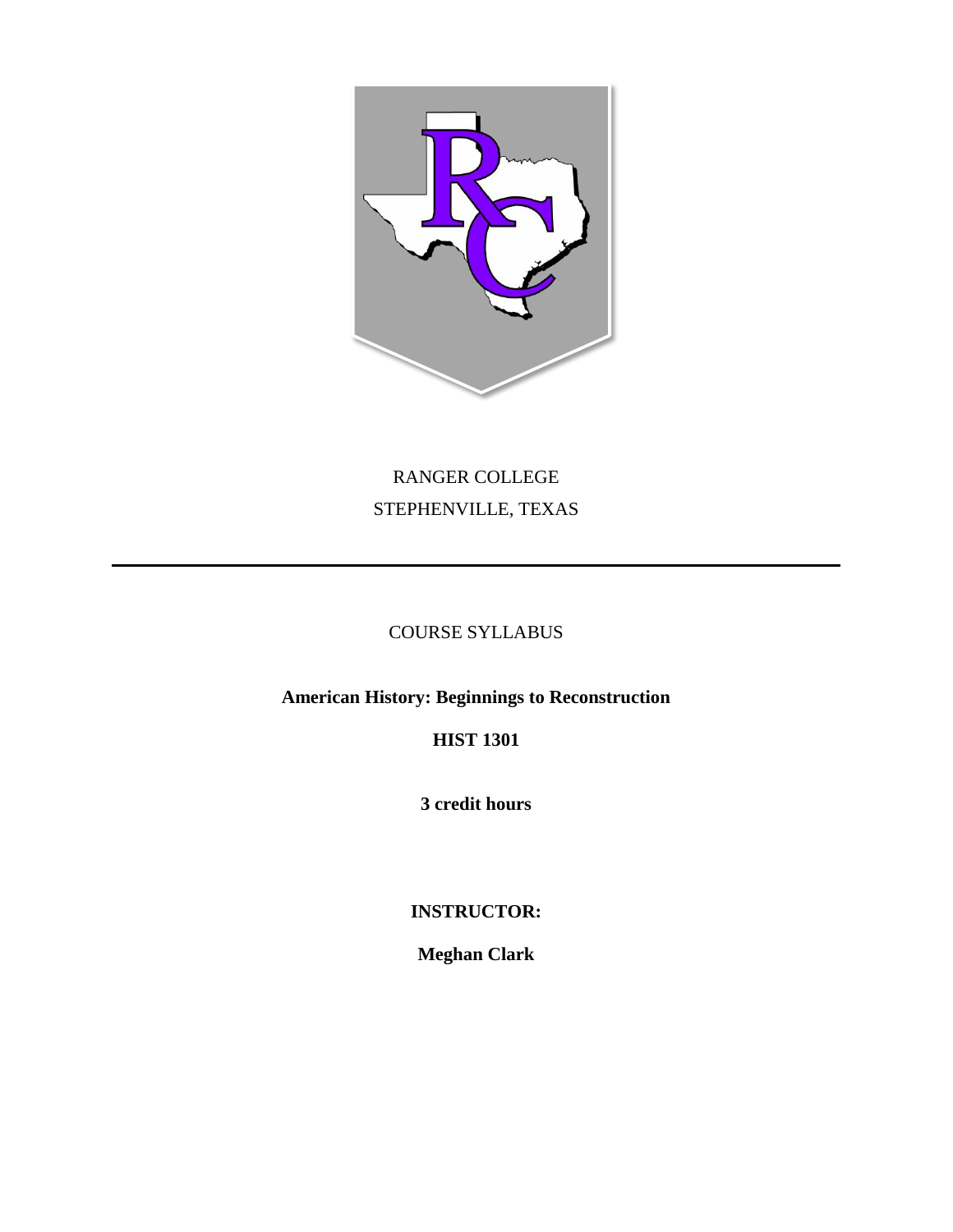RANGER COLLEGE

STEPHENVILLE, TEXAS

---

COURSE SYLLABUS

**American History: Beginnings to Reconstruction**

**HIST 1301**

**3 credit hours**

**INSTRUCTOR:**

**Meghan Clark**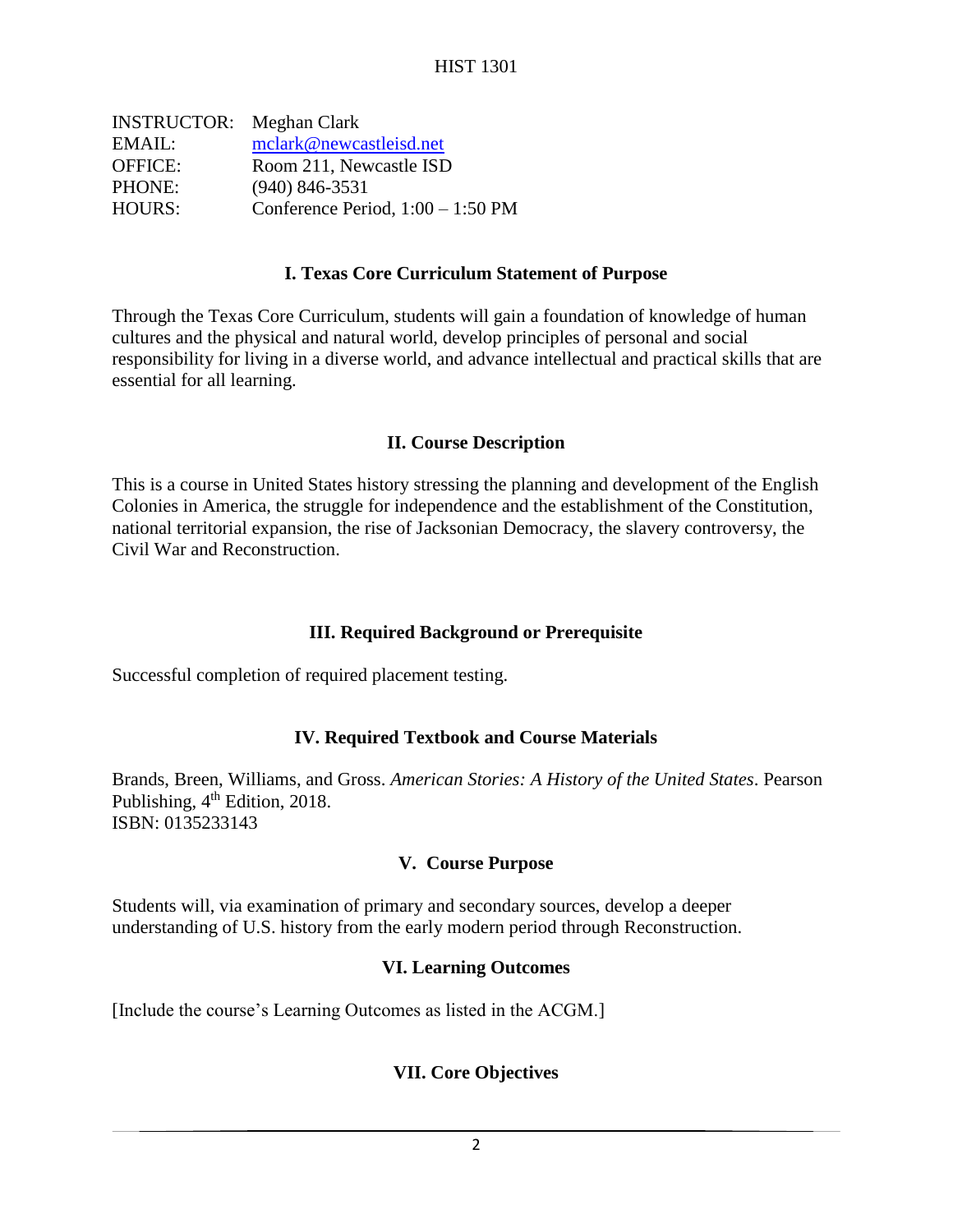HIST 1301

| | |
|---|---|
| INSTRUCTOR: | Meghan Clark |
| EMAIL: | mclark@newcastleisd.net |
| OFFICE: | Room 211, Newcastle ISD |
| PHONE: | (940) 846-3531 |
| HOURS: | Conference Period, 1:00 – 1:50 PM |

## I. Texas Core Curriculum Statement of Purpose

Through the Texas Core Curriculum, students will gain a foundation of knowledge of human cultures and the physical and natural world, develop principles of personal and social responsibility for living in a diverse world, and advance intellectual and practical skills that are essential for all learning.

## II. Course Description

This is a course in United States history stressing the planning and development of the English Colonies in America, the struggle for independence and the establishment of the Constitution, national territorial expansion, the rise of Jacksonian Democracy, the slavery controversy, the Civil War and Reconstruction.

## III. Required Background or Prerequisite

Successful completion of required placement testing.

## IV. Required Textbook and Course Materials

Brands, Breen, Williams, and Gross. *American Stories: A History of the United States*. Pearson Publishing, 4th Edition, 2018.
ISBN: 0135233143

## V. Course Purpose

Students will, via examination of primary and secondary sources, develop a deeper understanding of U.S. history from the early modern period through Reconstruction.

## VI. Learning Outcomes

[Include the course's Learning Outcomes as listed in the ACGM.]

## VII. Core Objectives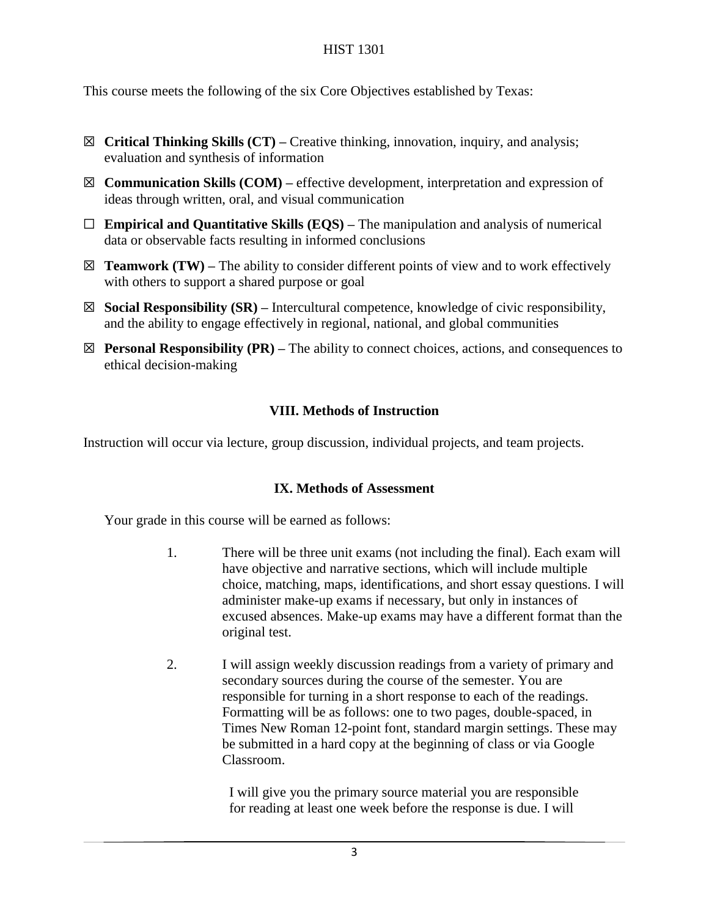This course meets the following of the six Core Objectives established by Texas:

- ☒ **Critical Thinking Skills (CT) –** Creative thinking, innovation, inquiry, and analysis; evaluation and synthesis of information
- ☒ **Communication Skills (COM) –** effective development, interpretation and expression of ideas through written, oral, and visual communication
- ☐ **Empirical and Quantitative Skills (EQS) –** The manipulation and analysis of numerical data or observable facts resulting in informed conclusions
- ☒ **Teamwork (TW) –** The ability to consider different points of view and to work effectively with others to support a shared purpose or goal
- ☒ **Social Responsibility (SR) –** Intercultural competence, knowledge of civic responsibility, and the ability to engage effectively in regional, national, and global communities
- ☒ **Personal Responsibility (PR) –** The ability to connect choices, actions, and consequences to ethical decision-making

## VIII. Methods of Instruction

Instruction will occur via lecture, group discussion, individual projects, and team projects.

## IX. Methods of Assessment

Your grade in this course will be earned as follows:

1. There will be three unit exams (not including the final). Each exam will have objective and narrative sections, which will include multiple choice, matching, maps, identifications, and short essay questions. I will administer make-up exams if necessary, but only in instances of excused absences. Make-up exams may have a different format than the original test.

2. I will assign weekly discussion readings from a variety of primary and secondary sources during the course of the semester. You are responsible for turning in a short response to each of the readings. Formatting will be as follows: one to two pages, double-spaced, in Times New Roman 12-point font, standard margin settings. These may be submitted in a hard copy at the beginning of class or via Google Classroom.

   I will give you the primary source material you are responsible for reading at least one week before the response is due. I will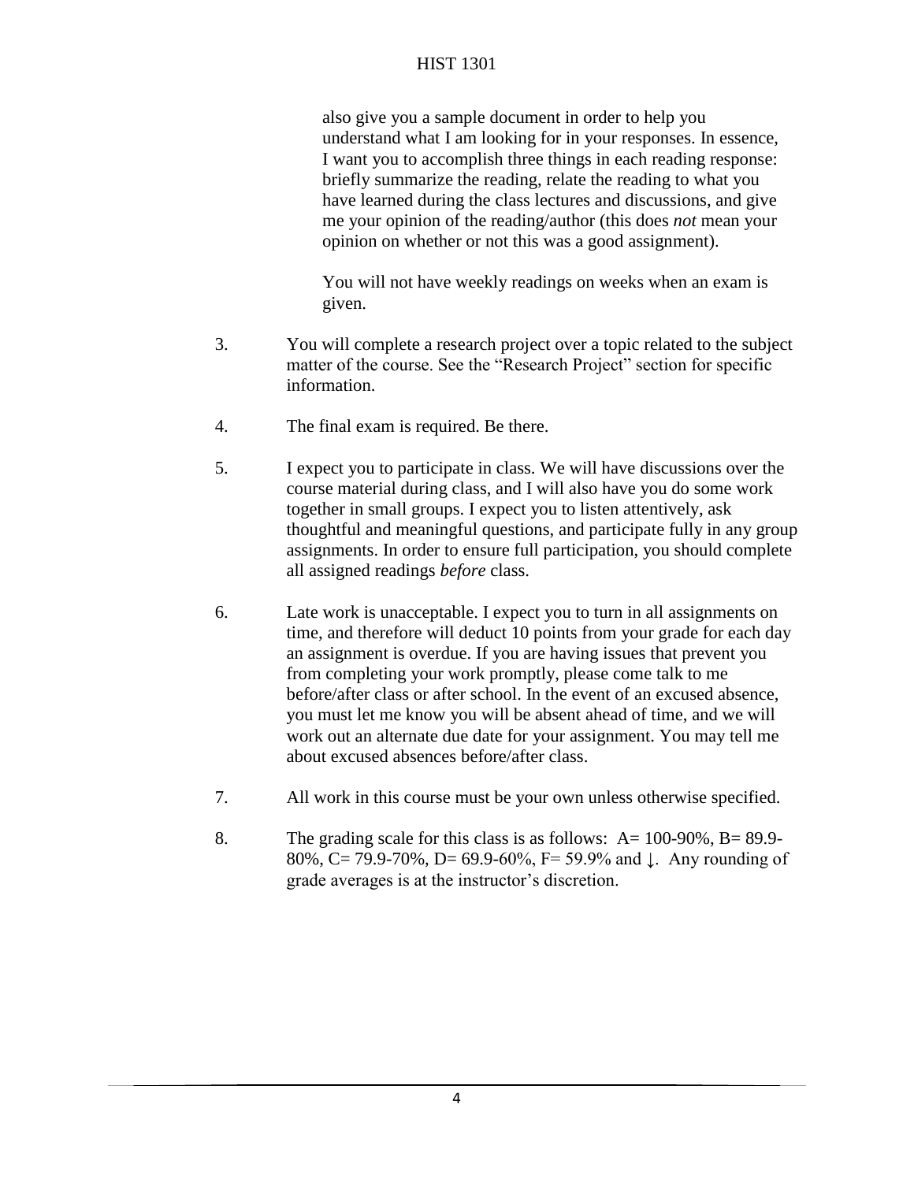also give you a sample document in order to help you understand what I am looking for in your responses. In essence, I want you to accomplish three things in each reading response: briefly summarize the reading, relate the reading to what you have learned during the class lectures and discussions, and give me your opinion of the reading/author (this does *not* mean your opinion on whether or not this was a good assignment).

You will not have weekly readings on weeks when an exam is given.

3. You will complete a research project over a topic related to the subject matter of the course. See the "Research Project" section for specific information.

4. The final exam is required. Be there.

5. I expect you to participate in class. We will have discussions over the course material during class, and I will also have you do some work together in small groups. I expect you to listen attentively, ask thoughtful and meaningful questions, and participate fully in any group assignments. In order to ensure full participation, you should complete all assigned readings *before* class.

6. Late work is unacceptable. I expect you to turn in all assignments on time, and therefore will deduct 10 points from your grade for each day an assignment is overdue. If you are having issues that prevent you from completing your work promptly, please come talk to me before/after class or after school. In the event of an excused absence, you must let me know you will be absent ahead of time, and we will work out an alternate due date for your assignment. You may tell me about excused absences before/after class.

7. All work in this course must be your own unless otherwise specified.

8. The grading scale for this class is as follows: A= 100-90%, B= 89.9-80%, C= 79.9-70%, D= 69.9-60%, F= 59.9% and ↓. Any rounding of grade averages is at the instructor's discretion.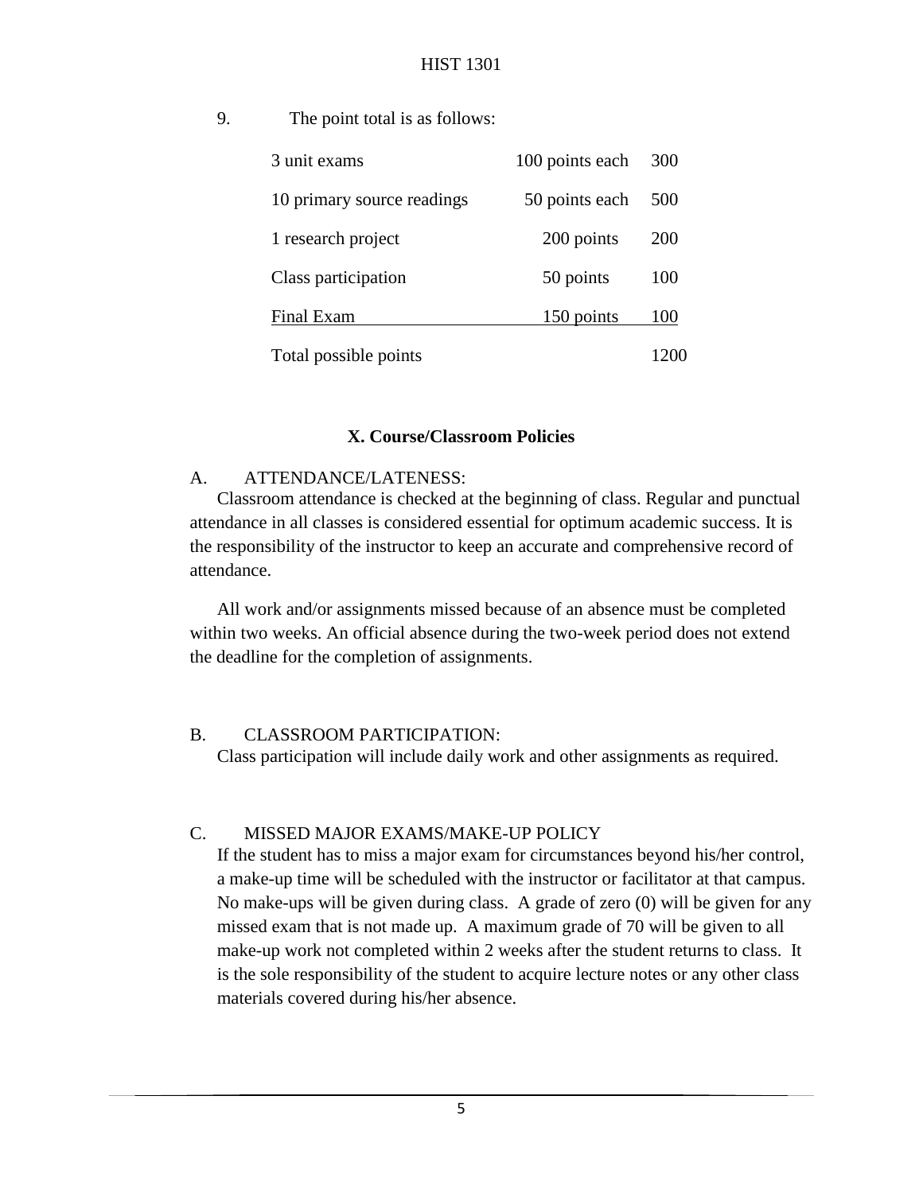9. The point total is as follows:

| | | |
|---|---|---|
| 3 unit exams | 100 points each | 300 |
| 10 primary source readings | 50 points each | 500 |
| 1 research project | 200 points | 200 |
| Class participation | 50 points | 100 |
| Final Exam | 150 points | 100 |
| Total possible points | | 1200 |

## X. Course/Classroom Policies

A. ATTENDANCE/LATENESS:

Classroom attendance is checked at the beginning of class. Regular and punctual attendance in all classes is considered essential for optimum academic success. It is the responsibility of the instructor to keep an accurate and comprehensive record of attendance.

All work and/or assignments missed because of an absence must be completed within two weeks. An official absence during the two-week period does not extend the deadline for the completion of assignments.

B. CLASSROOM PARTICIPATION:

Class participation will include daily work and other assignments as required.

C. MISSED MAJOR EXAMS/MAKE-UP POLICY

If the student has to miss a major exam for circumstances beyond his/her control, a make-up time will be scheduled with the instructor or facilitator at that campus. No make-ups will be given during class. A grade of zero (0) will be given for any missed exam that is not made up. A maximum grade of 70 will be given to all make-up work not completed within 2 weeks after the student returns to class. It is the sole responsibility of the student to acquire lecture notes or any other class materials covered during his/her absence.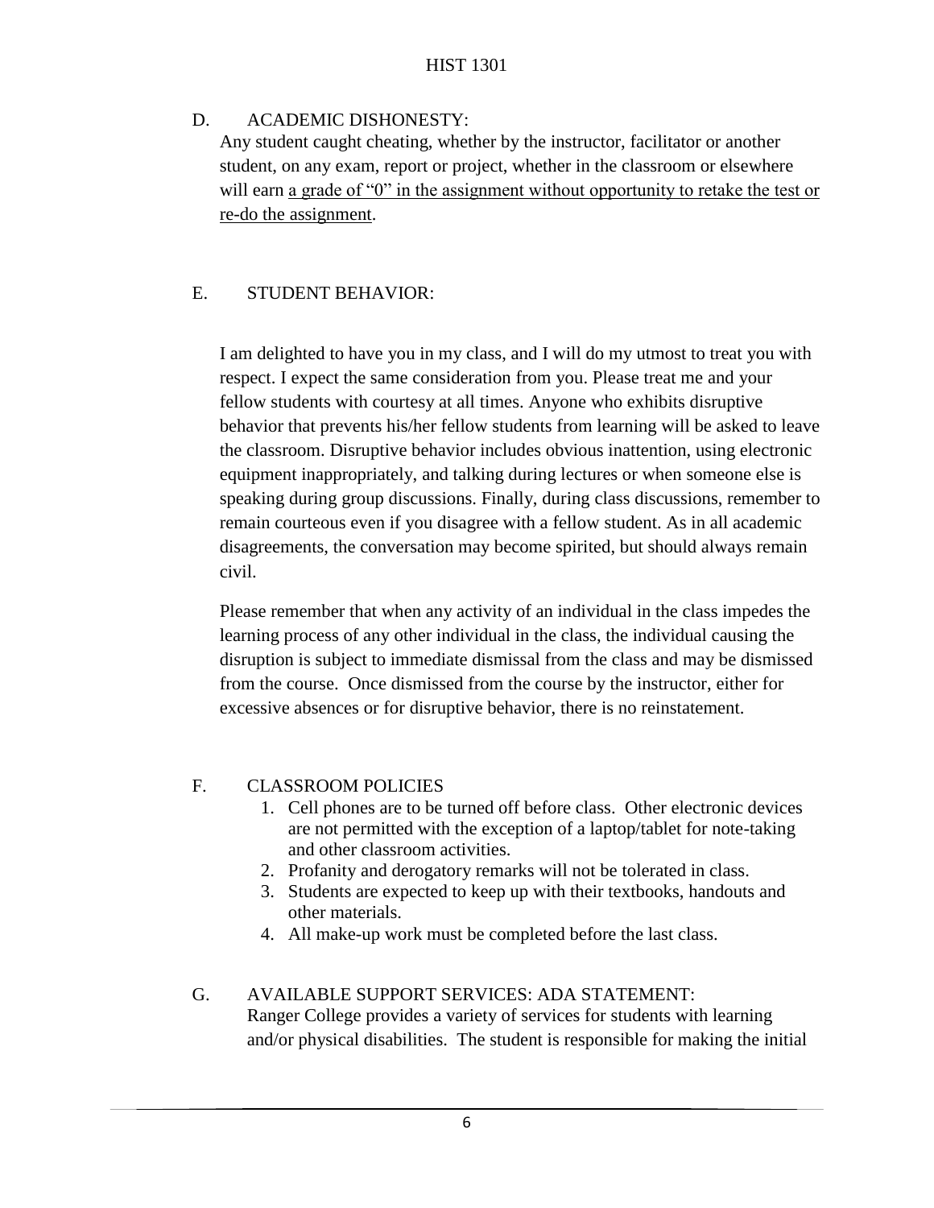## D. ACADEMIC DISHONESTY:

Any student caught cheating, whether by the instructor, facilitator or another student, on any exam, report or project, whether in the classroom or elsewhere will earn <u>a grade of "0" in the assignment without opportunity to retake the test or re-do the assignment</u>.

## E. STUDENT BEHAVIOR:

I am delighted to have you in my class, and I will do my utmost to treat you with respect. I expect the same consideration from you. Please treat me and your fellow students with courtesy at all times. Anyone who exhibits disruptive behavior that prevents his/her fellow students from learning will be asked to leave the classroom. Disruptive behavior includes obvious inattention, using electronic equipment inappropriately, and talking during lectures or when someone else is speaking during group discussions. Finally, during class discussions, remember to remain courteous even if you disagree with a fellow student. As in all academic disagreements, the conversation may become spirited, but should always remain civil.

Please remember that when any activity of an individual in the class impedes the learning process of any other individual in the class, the individual causing the disruption is subject to immediate dismissal from the class and may be dismissed from the course. Once dismissed from the course by the instructor, either for excessive absences or for disruptive behavior, there is no reinstatement.

## F. CLASSROOM POLICIES

1. Cell phones are to be turned off before class. Other electronic devices are not permitted with the exception of a laptop/tablet for note-taking and other classroom activities.
2. Profanity and derogatory remarks will not be tolerated in class.
3. Students are expected to keep up with their textbooks, handouts and other materials.
4. All make-up work must be completed before the last class.

## G. AVAILABLE SUPPORT SERVICES: ADA STATEMENT:

Ranger College provides a variety of services for students with learning and/or physical disabilities. The student is responsible for making the initial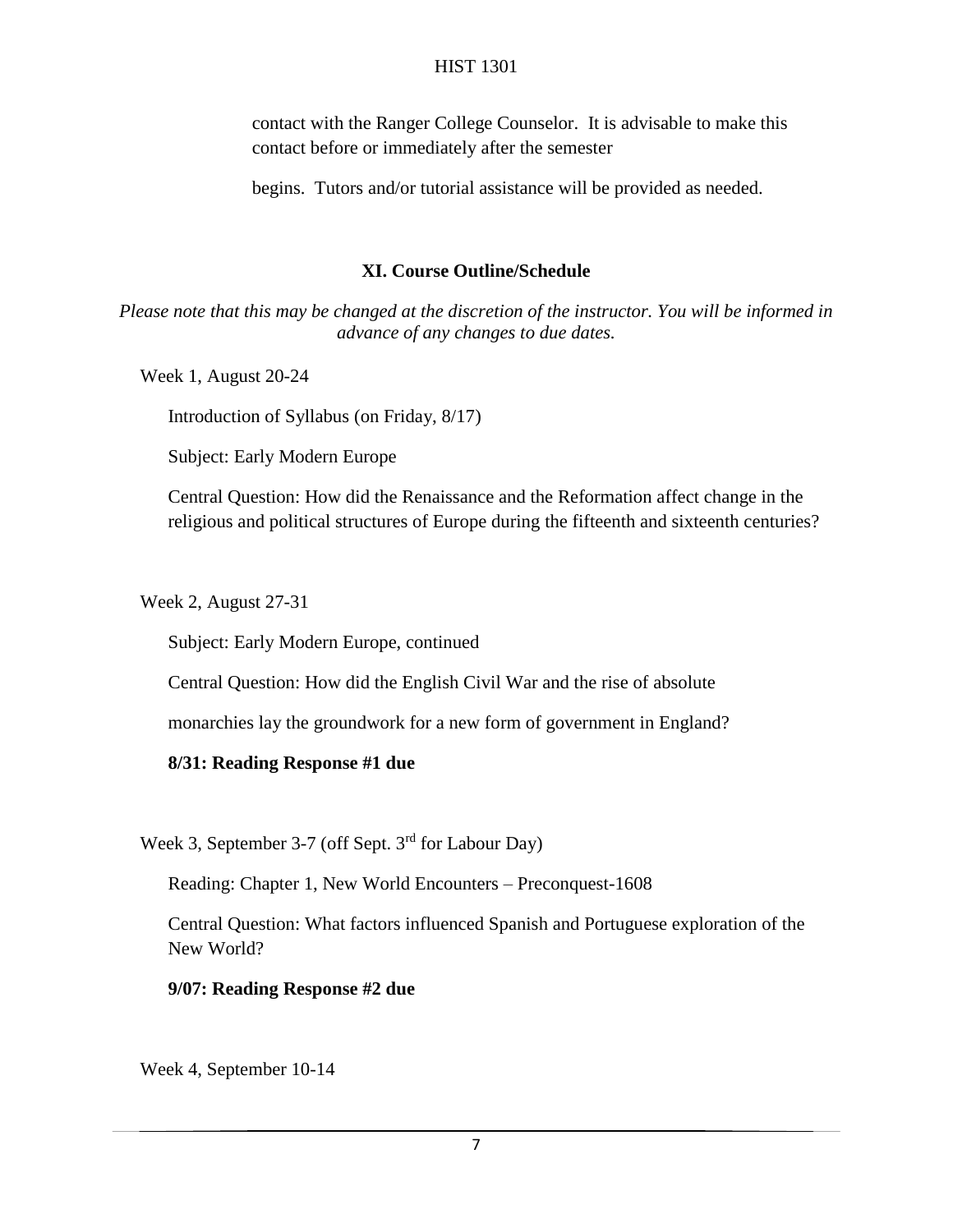contact with the Ranger College Counselor. It is advisable to make this contact before or immediately after the semester begins. Tutors and/or tutorial assistance will be provided as needed.

## XI. Course Outline/Schedule

*Please note that this may be changed at the discretion of the instructor. You will be informed in advance of any changes to due dates.*

Week 1, August 20-24

Introduction of Syllabus (on Friday, 8/17)

Subject: Early Modern Europe

Central Question: How did the Renaissance and the Reformation affect change in the religious and political structures of Europe during the fifteenth and sixteenth centuries?

Week 2, August 27-31

Subject: Early Modern Europe, continued

Central Question: How did the English Civil War and the rise of absolute monarchies lay the groundwork for a new form of government in England?

**8/31: Reading Response #1 due**

Week 3, September 3-7 (off Sept. 3rd for Labour Day)

Reading: Chapter 1, New World Encounters – Preconquest-1608

Central Question: What factors influenced Spanish and Portuguese exploration of the New World?

**9/07: Reading Response #2 due**

Week 4, September 10-14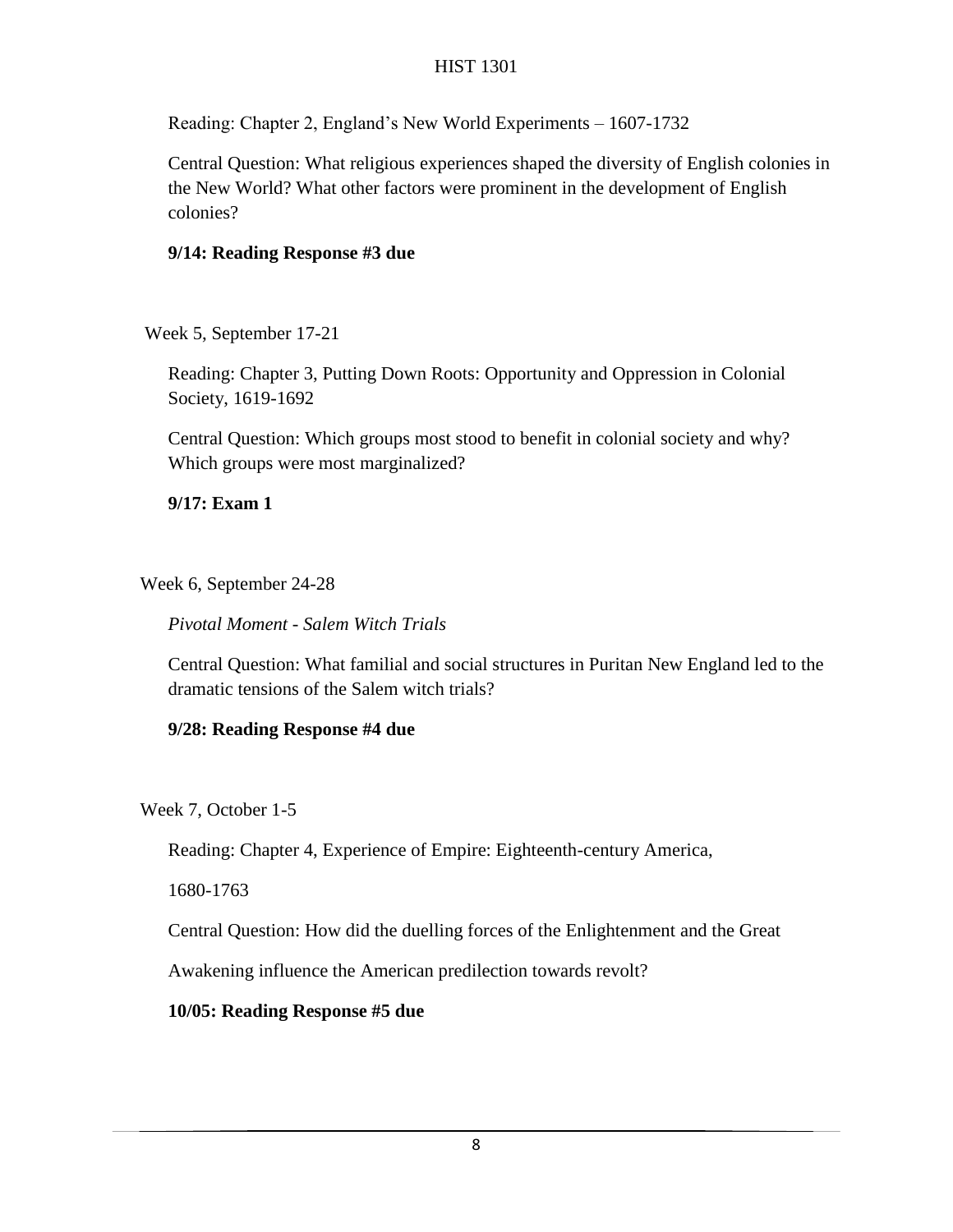Reading: Chapter 2, England's New World Experiments – 1607-1732

Central Question: What religious experiences shaped the diversity of English colonies in the New World? What other factors were prominent in the development of English colonies?

**9/14: Reading Response #3 due**

Week 5, September 17-21

Reading: Chapter 3, Putting Down Roots: Opportunity and Oppression in Colonial Society, 1619-1692

Central Question: Which groups most stood to benefit in colonial society and why? Which groups were most marginalized?

**9/17: Exam 1**

Week 6, September 24-28

*Pivotal Moment - Salem Witch Trials*

Central Question: What familial and social structures in Puritan New England led to the dramatic tensions of the Salem witch trials?

**9/28: Reading Response #4 due**

Week 7, October 1-5

Reading: Chapter 4, Experience of Empire: Eighteenth-century America,

1680-1763

Central Question: How did the duelling forces of the Enlightenment and the Great

Awakening influence the American predilection towards revolt?

**10/05: Reading Response #5 due**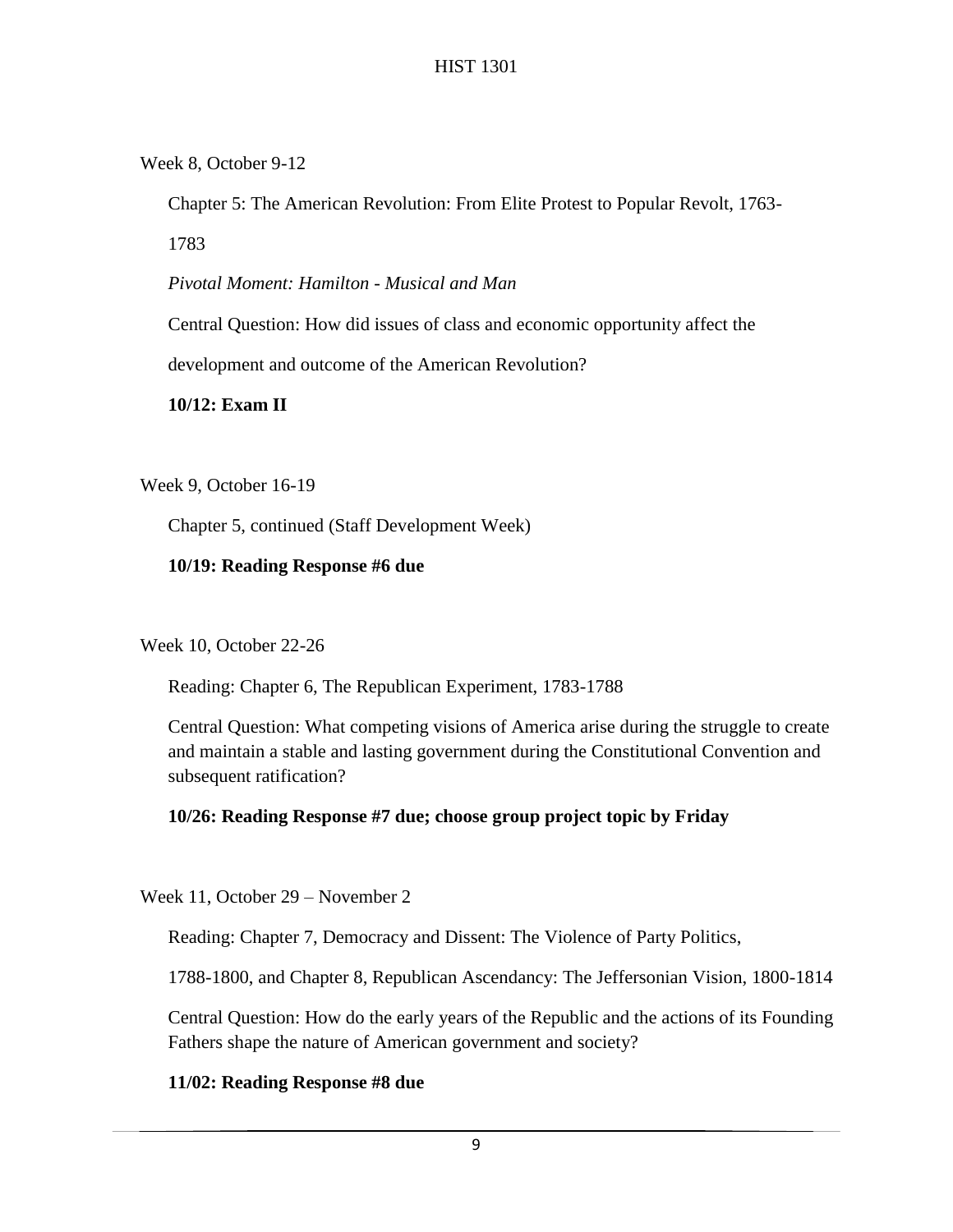Week 8, October 9-12

Chapter 5: The American Revolution: From Elite Protest to Popular Revolt, 1763-1783

*Pivotal Moment: Hamilton - Musical and Man*

Central Question: How did issues of class and economic opportunity affect the development and outcome of the American Revolution?

**10/12: Exam II**

Week 9, October 16-19

Chapter 5, continued (Staff Development Week)

**10/19: Reading Response #6 due**

Week 10, October 22-26

Reading: Chapter 6, The Republican Experiment, 1783-1788

Central Question: What competing visions of America arise during the struggle to create and maintain a stable and lasting government during the Constitutional Convention and subsequent ratification?

**10/26: Reading Response #7 due; choose group project topic by Friday**

Week 11, October 29 – November 2

Reading: Chapter 7, Democracy and Dissent: The Violence of Party Politics, 1788-1800, and Chapter 8, Republican Ascendancy: The Jeffersonian Vision, 1800-1814

Central Question: How do the early years of the Republic and the actions of its Founding Fathers shape the nature of American government and society?

**11/02: Reading Response #8 due**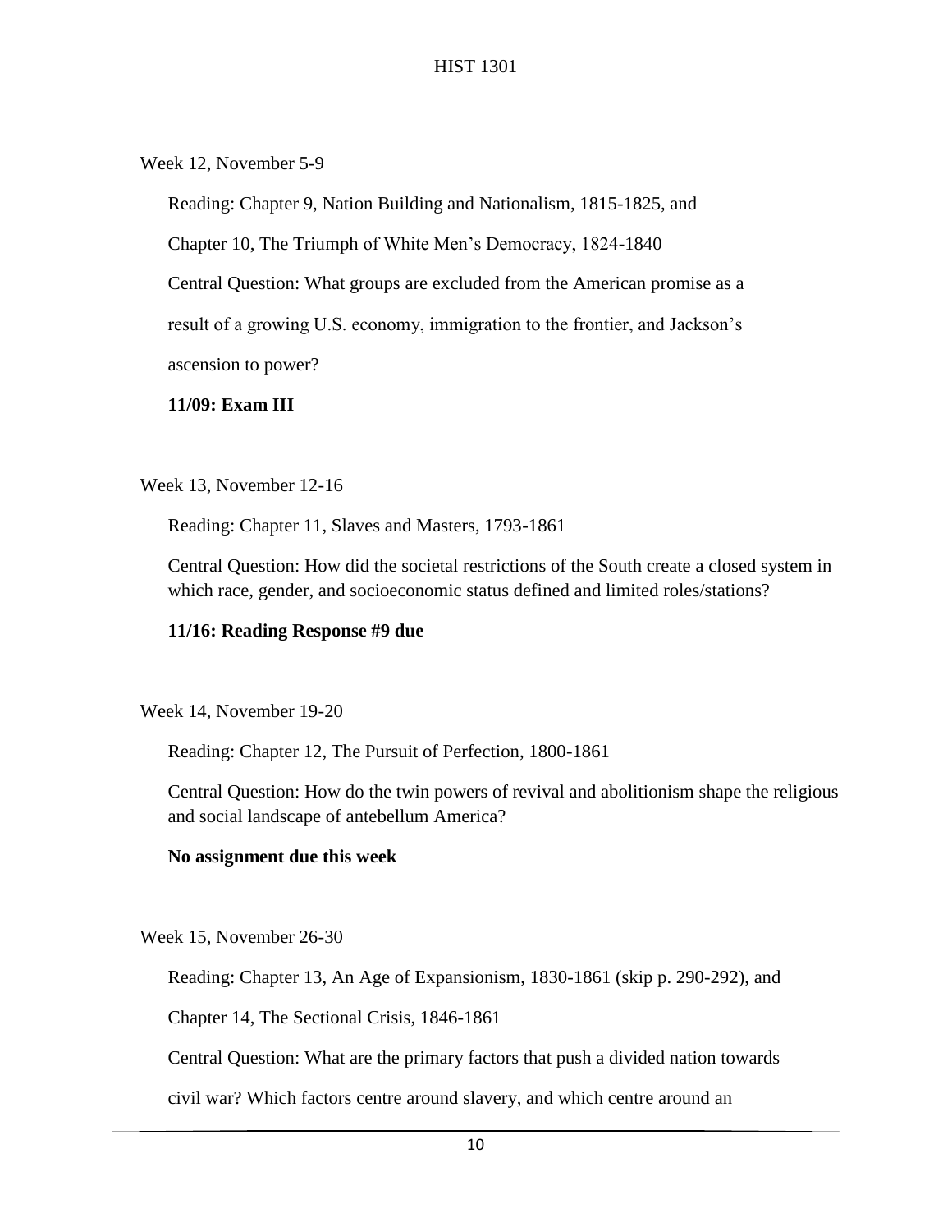Week 12, November 5-9

Reading: Chapter 9, Nation Building and Nationalism, 1815-1825, and Chapter 10, The Triumph of White Men's Democracy, 1824-1840

Central Question: What groups are excluded from the American promise as a result of a growing U.S. economy, immigration to the frontier, and Jackson's ascension to power?

**11/09: Exam III**

Week 13, November 12-16

Reading: Chapter 11, Slaves and Masters, 1793-1861

Central Question: How did the societal restrictions of the South create a closed system in which race, gender, and socioeconomic status defined and limited roles/stations?

**11/16: Reading Response #9 due**

Week 14, November 19-20

Reading: Chapter 12, The Pursuit of Perfection, 1800-1861

Central Question: How do the twin powers of revival and abolitionism shape the religious and social landscape of antebellum America?

**No assignment due this week**

Week 15, November 26-30

Reading: Chapter 13, An Age of Expansionism, 1830-1861 (skip p. 290-292), and Chapter 14, The Sectional Crisis, 1846-1861

Central Question: What are the primary factors that push a divided nation towards civil war? Which factors centre around slavery, and which centre around an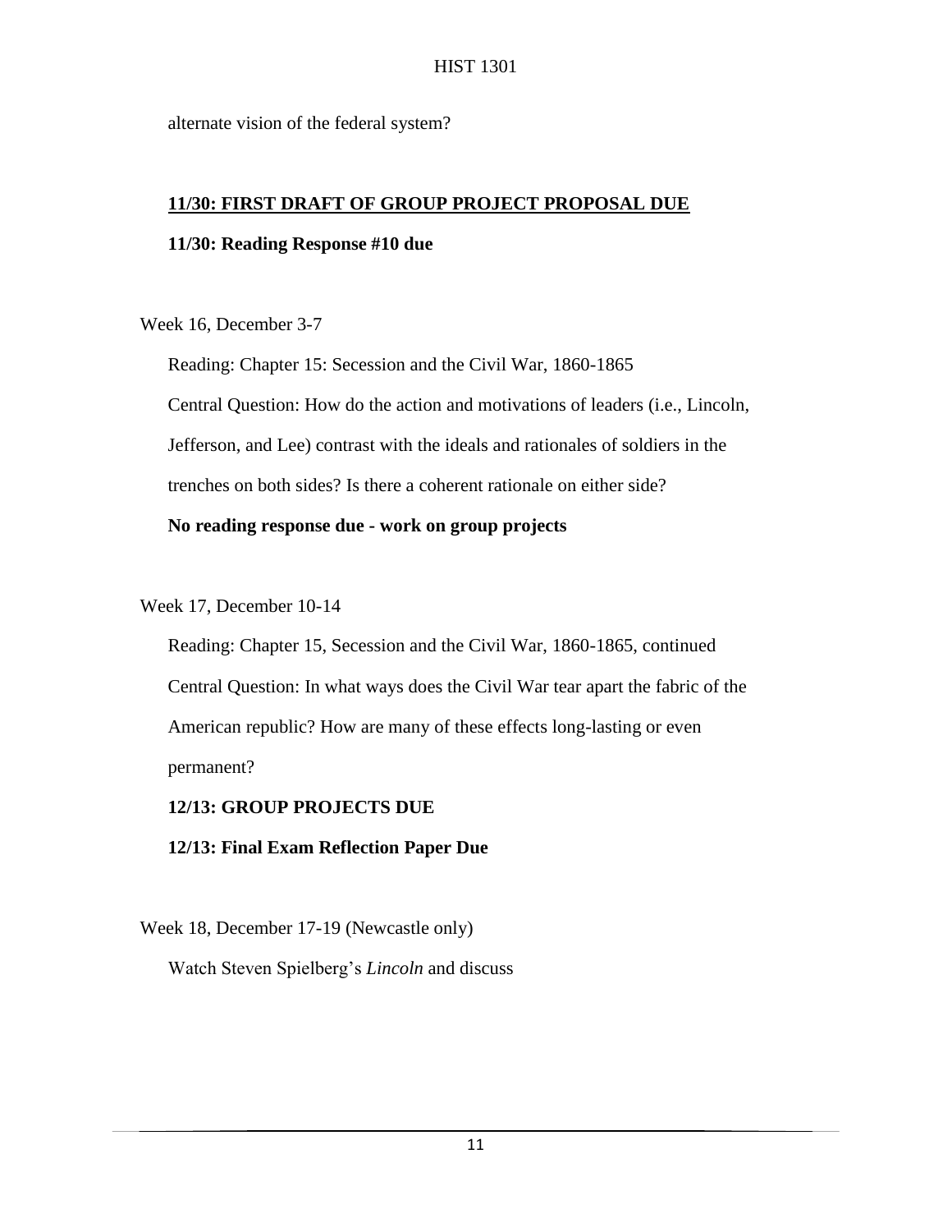alternate vision of the federal system?

**11/30: FIRST DRAFT OF GROUP PROJECT PROPOSAL DUE**

**11/30: Reading Response #10 due**

Week 16, December 3-7

Reading: Chapter 15: Secession and the Civil War, 1860-1865

Central Question: How do the action and motivations of leaders (i.e., Lincoln, Jefferson, and Lee) contrast with the ideals and rationales of soldiers in the trenches on both sides? Is there a coherent rationale on either side?

**No reading response due - work on group projects**

Week 17, December 10-14

Reading: Chapter 15, Secession and the Civil War, 1860-1865, continued

Central Question: In what ways does the Civil War tear apart the fabric of the American republic? How are many of these effects long-lasting or even permanent?

**12/13: GROUP PROJECTS DUE**

**12/13: Final Exam Reflection Paper Due**

Week 18, December 17-19 (Newcastle only)

Watch Steven Spielberg's *Lincoln* and discuss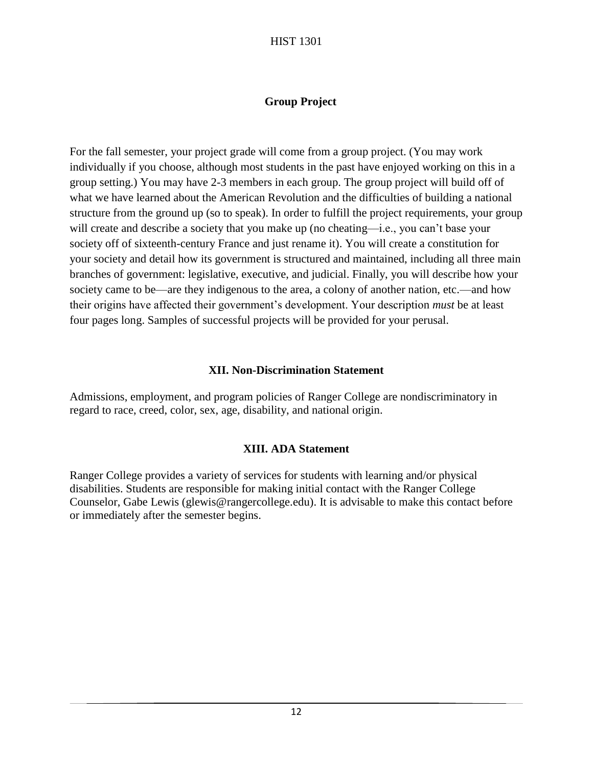## Group Project

For the fall semester, your project grade will come from a group project. (You may work individually if you choose, although most students in the past have enjoyed working on this in a group setting.) You may have 2-3 members in each group. The group project will build off of what we have learned about the American Revolution and the difficulties of building a national structure from the ground up (so to speak). In order to fulfill the project requirements, your group will create and describe a society that you make up (no cheating—i.e., you can't base your society off of sixteenth-century France and just rename it). You will create a constitution for your society and detail how its government is structured and maintained, including all three main branches of government: legislative, executive, and judicial. Finally, you will describe how your society came to be—are they indigenous to the area, a colony of another nation, etc.—and how their origins have affected their government's development. Your description *must* be at least four pages long. Samples of successful projects will be provided for your perusal.

## XII. Non-Discrimination Statement

Admissions, employment, and program policies of Ranger College are nondiscriminatory in regard to race, creed, color, sex, age, disability, and national origin.

## XIII. ADA Statement

Ranger College provides a variety of services for students with learning and/or physical disabilities. Students are responsible for making initial contact with the Ranger College Counselor, Gabe Lewis (glewis@rangercollege.edu). It is advisable to make this contact before or immediately after the semester begins.